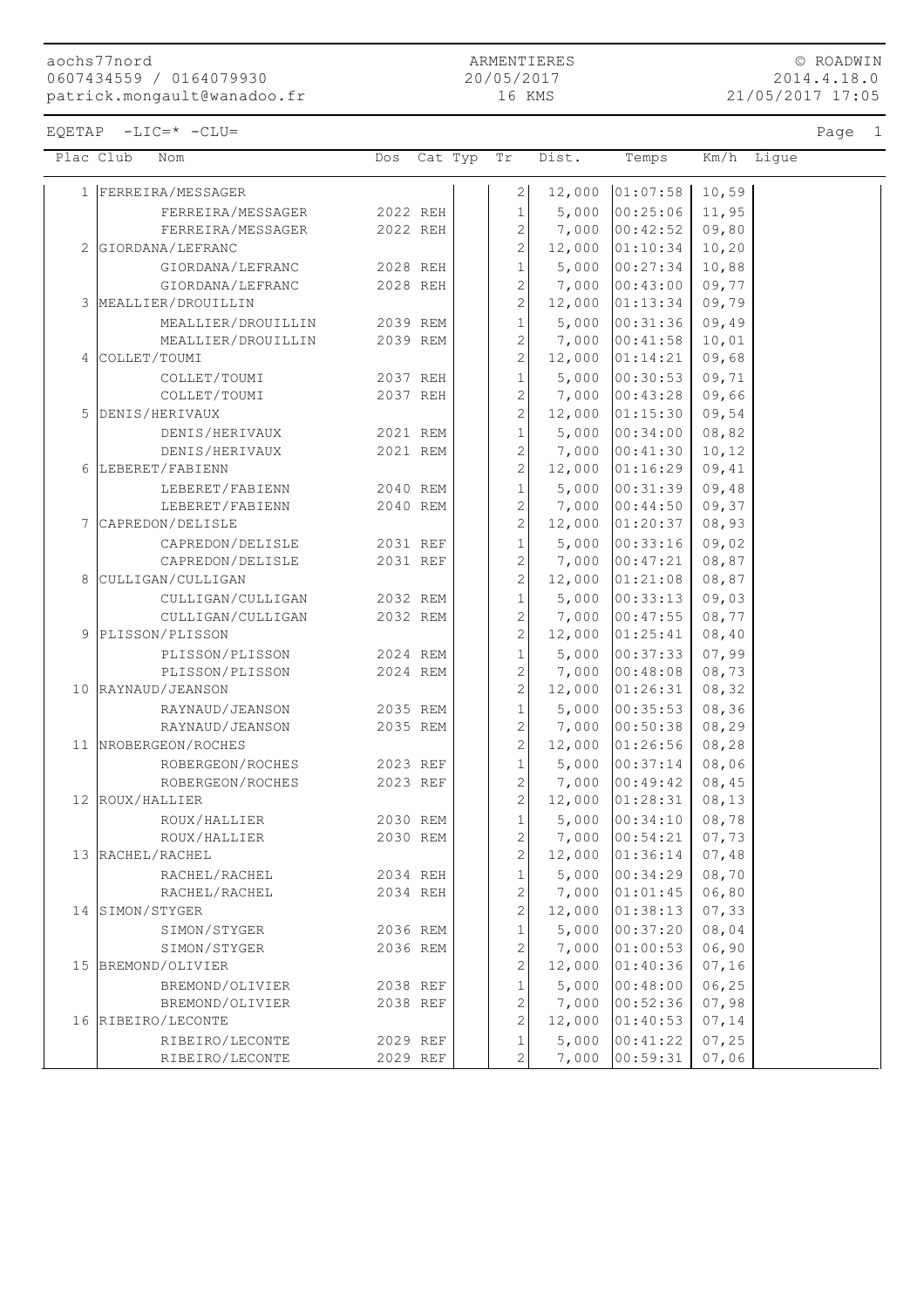aochs77nord
0607434559 / 0164079930
patrick.mongault@wanadoo.fr

ARMENTIERES
20/05/2017
16 KMS

© ROADWIN
2014.4.18.0
21/05/2017 17:05

EQETAP -LIC=* -CLU=

| Plac | Club | Nom | Dos | Cat | Typ | Tr | Dist. | Temps | Km/h | Ligue |
|---|---|---|---|---|---|---|---|---|---|---|
| 1 | FERREIRA/MESSAGER | | | | | 2 | 12,000 | 01:07:58 | 10,59 | |
| | | FERREIRA/MESSAGER | 2022 | REH | | 1 | 5,000 | 00:25:06 | 11,95 | |
| | | FERREIRA/MESSAGER | 2022 | REH | | 2 | 7,000 | 00:42:52 | 09,80 | |
| 2 | GIORDANA/LEFRANC | | | | | 2 | 12,000 | 01:10:34 | 10,20 | |
| | | GIORDANA/LEFRANC | 2028 | REH | | 1 | 5,000 | 00:27:34 | 10,88 | |
| | | GIORDANA/LEFRANC | 2028 | REH | | 2 | 7,000 | 00:43:00 | 09,77 | |
| 3 | MEALLIER/DROUILLIN | | | | | 2 | 12,000 | 01:13:34 | 09,79 | |
| | | MEALLIER/DROUILLIN | 2039 | REM | | 1 | 5,000 | 00:31:36 | 09,49 | |
| | | MEALLIER/DROUILLIN | 2039 | REM | | 2 | 7,000 | 00:41:58 | 10,01 | |
| 4 | COLLET/TOUMI | | | | | 2 | 12,000 | 01:14:21 | 09,68 | |
| | | COLLET/TOUMI | 2037 | REH | | 1 | 5,000 | 00:30:53 | 09,71 | |
| | | COLLET/TOUMI | 2037 | REH | | 2 | 7,000 | 00:43:28 | 09,66 | |
| 5 | DENIS/HERIVAUX | | | | | 2 | 12,000 | 01:15:30 | 09,54 | |
| | | DENIS/HERIVAUX | 2021 | REM | | 1 | 5,000 | 00:34:00 | 08,82 | |
| | | DENIS/HERIVAUX | 2021 | REM | | 2 | 7,000 | 00:41:30 | 10,12 | |
| 6 | LEBERET/FABIENN | | | | | 2 | 12,000 | 01:16:29 | 09,41 | |
| | | LEBERET/FABIENN | 2040 | REM | | 1 | 5,000 | 00:31:39 | 09,48 | |
| | | LEBERET/FABIENN | 2040 | REM | | 2 | 7,000 | 00:44:50 | 09,37 | |
| 7 | CAPREDON/DELISLE | | | | | 2 | 12,000 | 01:20:37 | 08,93 | |
| | | CAPREDON/DELISLE | 2031 | REF | | 1 | 5,000 | 00:33:16 | 09,02 | |
| | | CAPREDON/DELISLE | 2031 | REF | | 2 | 7,000 | 00:47:21 | 08,87 | |
| 8 | CULLIGAN/CULLIGAN | | | | | 2 | 12,000 | 01:21:08 | 08,87 | |
| | | CULLIGAN/CULLIGAN | 2032 | REM | | 1 | 5,000 | 00:33:13 | 09,03 | |
| | | CULLIGAN/CULLIGAN | 2032 | REM | | 2 | 7,000 | 00:47:55 | 08,77 | |
| 9 | PLISSON/PLISSON | | | | | 2 | 12,000 | 01:25:41 | 08,40 | |
| | | PLISSON/PLISSON | 2024 | REM | | 1 | 5,000 | 00:37:33 | 07,99 | |
| | | PLISSON/PLISSON | 2024 | REM | | 2 | 7,000 | 00:48:08 | 08,73 | |
| 10 | RAYNAUD/JEANSON | | | | | 2 | 12,000 | 01:26:31 | 08,32 | |
| | | RAYNAUD/JEANSON | 2035 | REM | | 1 | 5,000 | 00:35:53 | 08,36 | |
| | | RAYNAUD/JEANSON | 2035 | REM | | 2 | 7,000 | 00:50:38 | 08,29 | |
| 11 | NROBERGEON/ROCHES | | | | | 2 | 12,000 | 01:26:56 | 08,28 | |
| | | ROBERGEON/ROCHES | 2023 | REF | | 1 | 5,000 | 00:37:14 | 08,06 | |
| | | ROBERGEON/ROCHES | 2023 | REF | | 2 | 7,000 | 00:49:42 | 08,45 | |
| 12 | ROUX/HALLIER | | | | | 2 | 12,000 | 01:28:31 | 08,13 | |
| | | ROUX/HALLIER | 2030 | REM | | 1 | 5,000 | 00:34:10 | 08,78 | |
| | | ROUX/HALLIER | 2030 | REM | | 2 | 7,000 | 00:54:21 | 07,73 | |
| 13 | RACHEL/RACHEL | | | | | 2 | 12,000 | 01:36:14 | 07,48 | |
| | | RACHEL/RACHEL | 2034 | REH | | 1 | 5,000 | 00:34:29 | 08,70 | |
| | | RACHEL/RACHEL | 2034 | REH | | 2 | 7,000 | 01:01:45 | 06,80 | |
| 14 | SIMON/STYGER | | | | | 2 | 12,000 | 01:38:13 | 07,33 | |
| | | SIMON/STYGER | 2036 | REM | | 1 | 5,000 | 00:37:20 | 08,04 | |
| | | SIMON/STYGER | 2036 | REM | | 2 | 7,000 | 01:00:53 | 06,90 | |
| 15 | BREMOND/OLIVIER | | | | | 2 | 12,000 | 01:40:36 | 07,16 | |
| | | BREMOND/OLIVIER | 2038 | REF | | 1 | 5,000 | 00:48:00 | 06,25 | |
| | | BREMOND/OLIVIER | 2038 | REF | | 2 | 7,000 | 00:52:36 | 07,98 | |
| 16 | RIBEIRO/LECONTE | | | | | 2 | 12,000 | 01:40:53 | 07,14 | |
| | | RIBEIRO/LECONTE | 2029 | REF | | 1 | 5,000 | 00:41:22 | 07,25 | |
| | | RIBEIRO/LECONTE | 2029 | REF | | 2 | 7,000 | 00:59:31 | 07,06 | |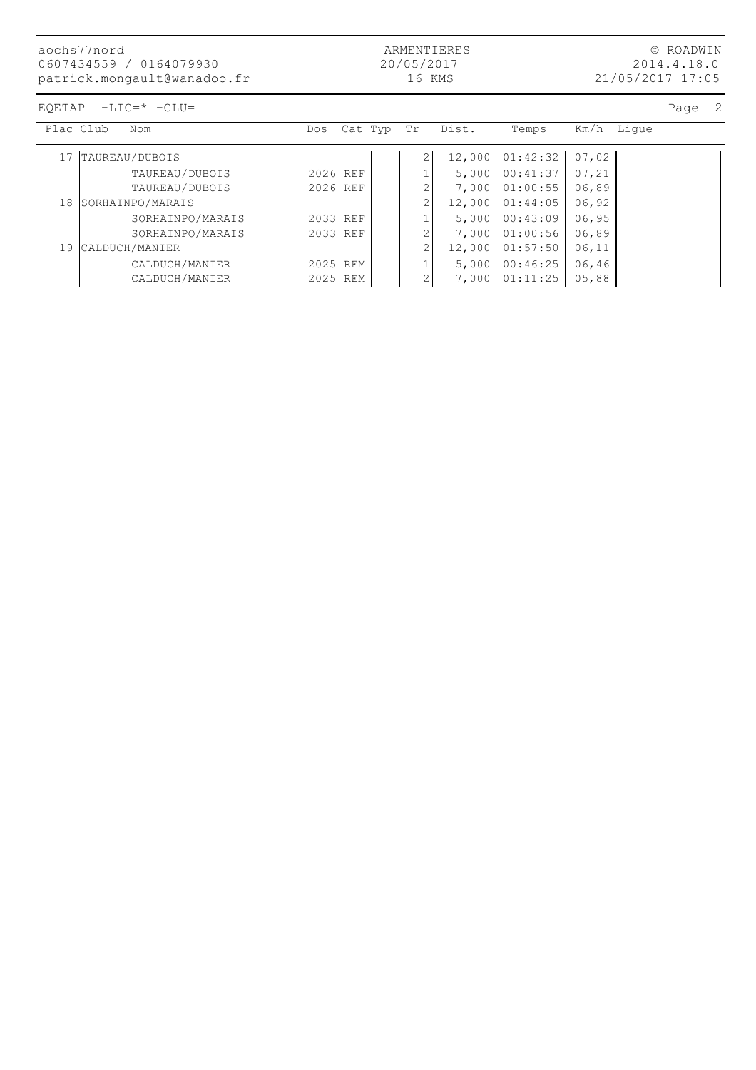EQETAP -LIC=* -CLU=

| Plac | Club | Nom | Dos | Cat | Typ | Tr | Dist. | Temps | Km/h | Ligue |
|---|---|---|---|---|---|---|---|---|---|---|
| 17 | TAUREAU/DUBOIS | | | | | 2 | 12,000 | 01:42:32 | 07,02 | |
| | | TAUREAU/DUBOIS | 2026 | REF | | 1 | 5,000 | 00:41:37 | 07,21 | |
| | | TAUREAU/DUBOIS | 2026 | REF | | 2 | 7,000 | 01:00:55 | 06,89 | |
| 18 | SORHAINPO/MARAIS | | | | | 2 | 12,000 | 01:44:05 | 06,92 | |
| | | SORHAINPO/MARAIS | 2033 | REF | | 1 | 5,000 | 00:43:09 | 06,95 | |
| | | SORHAINPO/MARAIS | 2033 | REF | | 2 | 7,000 | 01:00:56 | 06,89 | |
| 19 | CALDUCH/MANIER | | | | | 2 | 12,000 | 01:57:50 | 06,11 | |
| | | CALDUCH/MANIER | 2025 | REM | | 1 | 5,000 | 00:46:25 | 06,46 | |
| | | CALDUCH/MANIER | 2025 | REM | | 2 | 7,000 | 01:11:25 | 05,88 | |